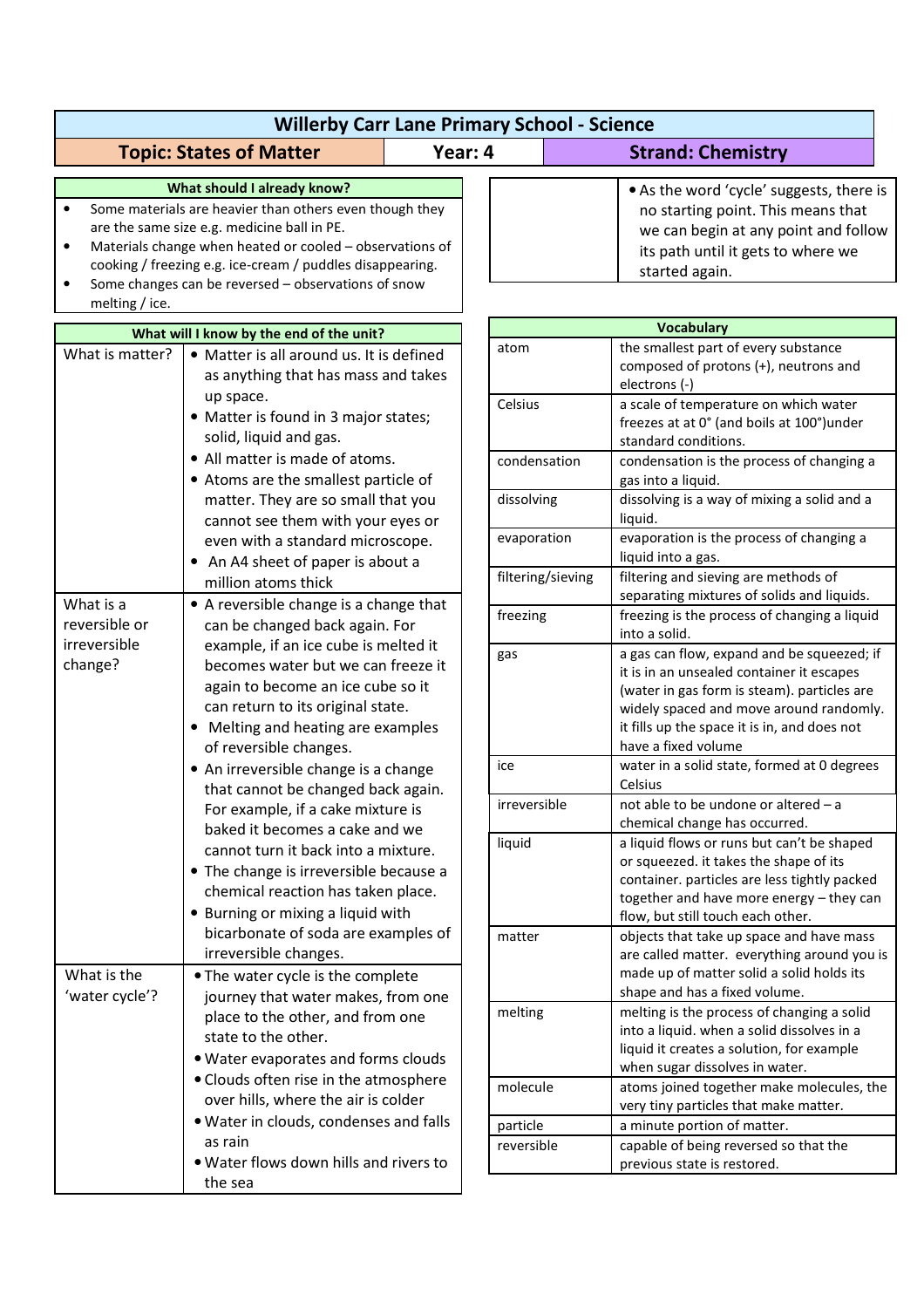# Willerby Carr Lane Primary School - Science

| Topic: States of Matter | Year: 4 | Strand: Chemistry |
|---|---|---|

## What should I already know?

- Some materials are heavier than others even though they are the same size e.g. medicine ball in PE.
- Materials change when heated or cooled – observations of cooking / freezing e.g. ice-cream / puddles disappearing.
- Some changes can be reversed – observations of snow melting / ice.

## What will I know by the end of the unit?

| | |
|---|---|
| What is matter? | • Matter is all around us. It is defined as anything that has mass and takes up space.<br>• Matter is found in 3 major states; solid, liquid and gas.<br>• All matter is made of atoms.<br>• Atoms are the smallest particle of matter. They are so small that you cannot see them with your eyes or even with a standard microscope.<br>• An A4 sheet of paper is about a million atoms thick |
| What is a reversible or irreversible change? | • A reversible change is a change that can be changed back again. For example, if an ice cube is melted it becomes water but we can freeze it again to become an ice cube so it can return to its original state.<br>• Melting and heating are examples of reversible changes.<br>• An irreversible change is a change that cannot be changed back again. For example, if a cake mixture is baked it becomes a cake and we cannot turn it back into a mixture.<br>• The change is irreversible because a chemical reaction has taken place.<br>• Burning or mixing a liquid with bicarbonate of soda are examples of irreversible changes. |
| What is the 'water cycle'? | • The water cycle is the complete journey that water makes, from one place to the other, and from one state to the other.<br>• Water evaporates and forms clouds<br>• Clouds often rise in the atmosphere over hills, where the air is colder<br>• Water in clouds, condenses and falls as rain<br>• Water flows down hills and rivers to the sea |

| | |
|---|---|
| | • As the word 'cycle' suggests, there is no starting point. This means that we can begin at any point and follow its path until it gets to where we started again. |

## Vocabulary

| | |
|---|---|
| atom | the smallest part of every substance composed of protons (+), neutrons and electrons (-) |
| Celsius | a scale of temperature on which water freezes at at 0° (and boils at 100°)under standard conditions. |
| condensation | condensation is the process of changing a gas into a liquid. |
| dissolving | dissolving is a way of mixing a solid and a liquid. |
| evaporation | evaporation is the process of changing a liquid into a gas. |
| filtering/sieving | filtering and sieving are methods of separating mixtures of solids and liquids. |
| freezing | freezing is the process of changing a liquid into a solid. |
| gas | a gas can flow, expand and be squeezed; if it is in an unsealed container it escapes (water in gas form is steam). particles are widely spaced and move around randomly. it fills up the space it is in, and does not have a fixed volume |
| ice | water in a solid state, formed at 0 degrees Celsius |
| irreversible | not able to be undone or altered – a chemical change has occurred. |
| liquid | a liquid flows or runs but can't be shaped or squeezed. it takes the shape of its container. particles are less tightly packed together and have more energy – they can flow, but still touch each other. |
| matter | objects that take up space and have mass are called matter. everything around you is made up of matter solid a solid holds its shape and has a fixed volume. |
| melting | melting is the process of changing a solid into a liquid. when a solid dissolves in a liquid it creates a solution, for example when sugar dissolves in water. |
| molecule | atoms joined together make molecules, the very tiny particles that make matter. |
| particle | a minute portion of matter. |
| reversible | capable of being reversed so that the previous state is restored. |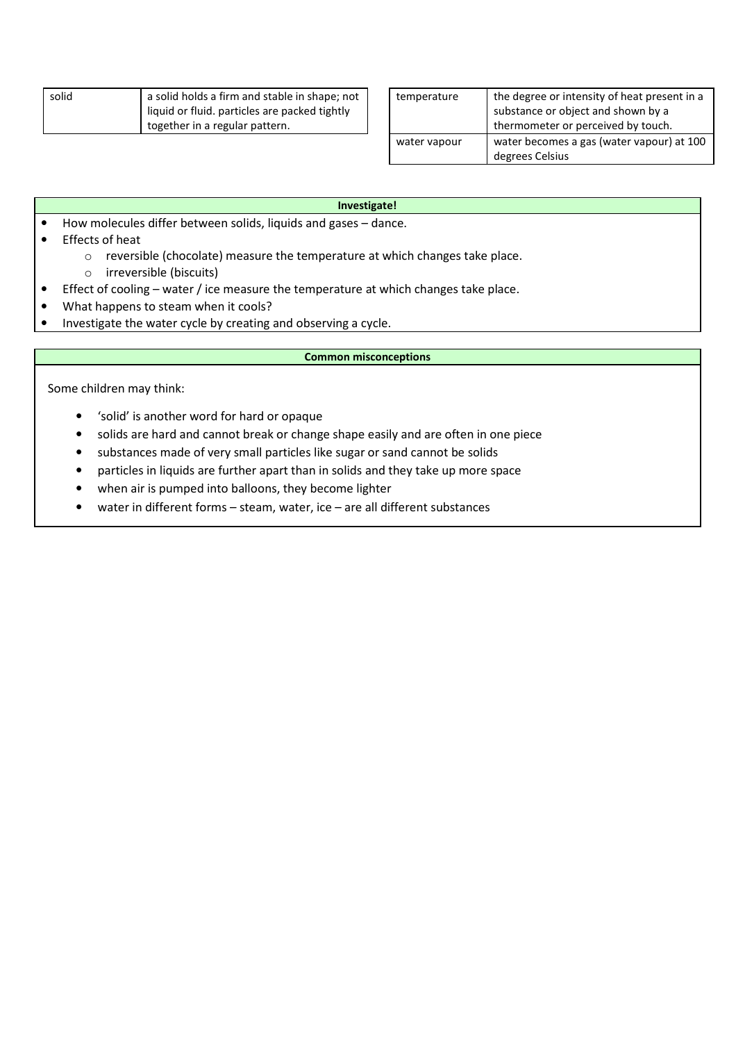| solid | a solid holds a firm and stable in shape; not liquid or fluid. particles are packed tightly together in a regular pattern. |
|---|---|

| temperature | the degree or intensity of heat present in a substance or object and shown by a thermometer or perceived by touch. |
|---|---|
| water vapour | water becomes a gas (water vapour) at 100 degrees Celsius |

**Investigate!**

- How molecules differ between solids, liquids and gases – dance.
- Effects of heat
  - reversible (chocolate) measure the temperature at which changes take place.
  - irreversible (biscuits)
- Effect of cooling – water / ice measure the temperature at which changes take place.
- What happens to steam when it cools?
- Investigate the water cycle by creating and observing a cycle.

**Common misconceptions**

Some children may think:

- 'solid' is another word for hard or opaque
- solids are hard and cannot break or change shape easily and are often in one piece
- substances made of very small particles like sugar or sand cannot be solids
- particles in liquids are further apart than in solids and they take up more space
- when air is pumped into balloons, they become lighter
- water in different forms – steam, water, ice – are all different substances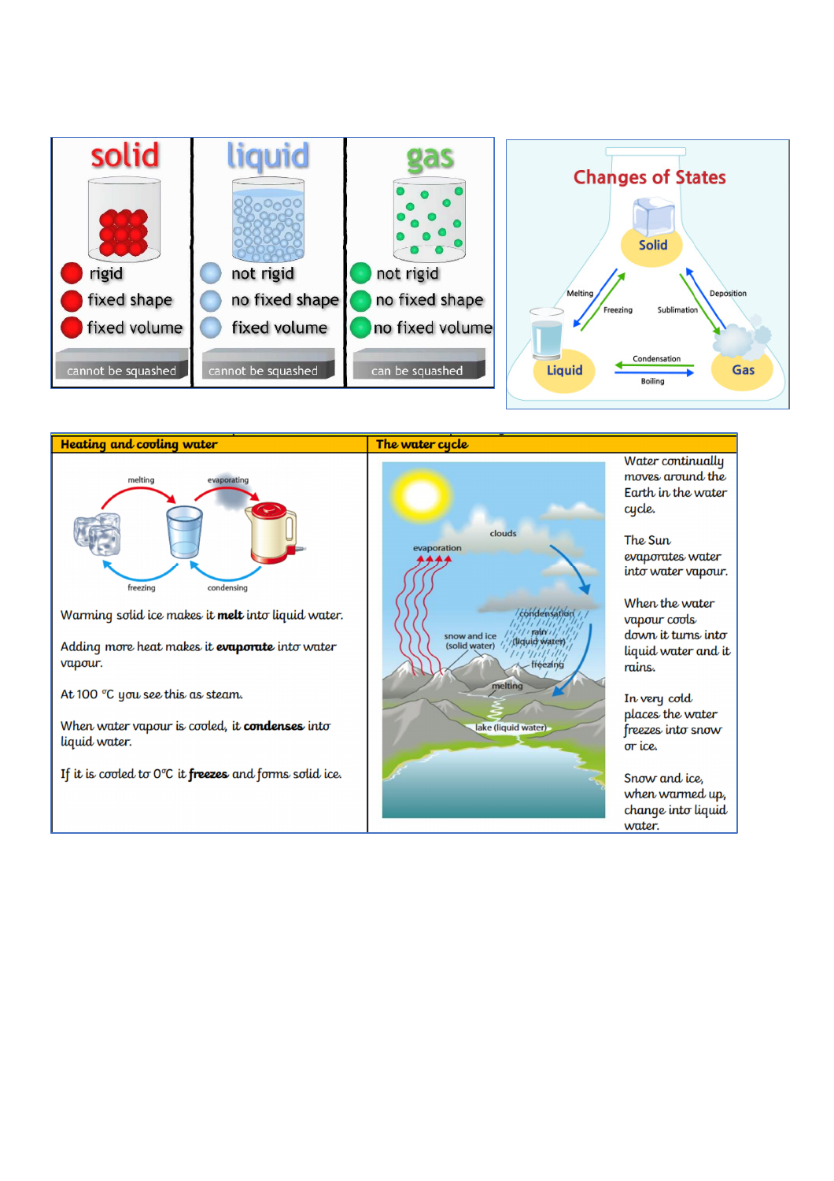| solid | liquid | gas |
|---|---|---|
| rigid | not rigid | not rigid |
| fixed shape | no fixed shape | no fixed shape |
| fixed volume | fixed volume | no fixed volume |
| cannot be squashed | cannot be squashed | can be squashed |

**Changes of States**

Solid

Liquid

Gas

Melting

Freezing

Sublimation

Deposition

Condensation

Boiling

| Heating and cooling water | The water cycle |
|---|---|
| melting<br>evaporating<br>freezing<br>condensing<br><br>Warming solid ice makes it **melt** into liquid water.<br><br>Adding more heat makes it **evaporate** into water vapour.<br><br>At 100 °C you see this as steam.<br><br>When water vapour is cooled, it **condenses** into liquid water.<br><br>If it is cooled to 0°C it **freezes** and forms solid ice. | clouds<br>evaporation<br>condensation<br>rain (liquid water)<br>snow and ice (solid water)<br>freezing<br>melting<br>lake (liquid water)<br><br>Water continually moves around the Earth in the water cycle.<br><br>The Sun evaporates water into water vapour.<br><br>When the water vapour cools down it turns into liquid water and it rains.<br><br>In very cold places the water freezes into snow or ice.<br><br>Snow and ice, when warmed up, change into liquid water. |